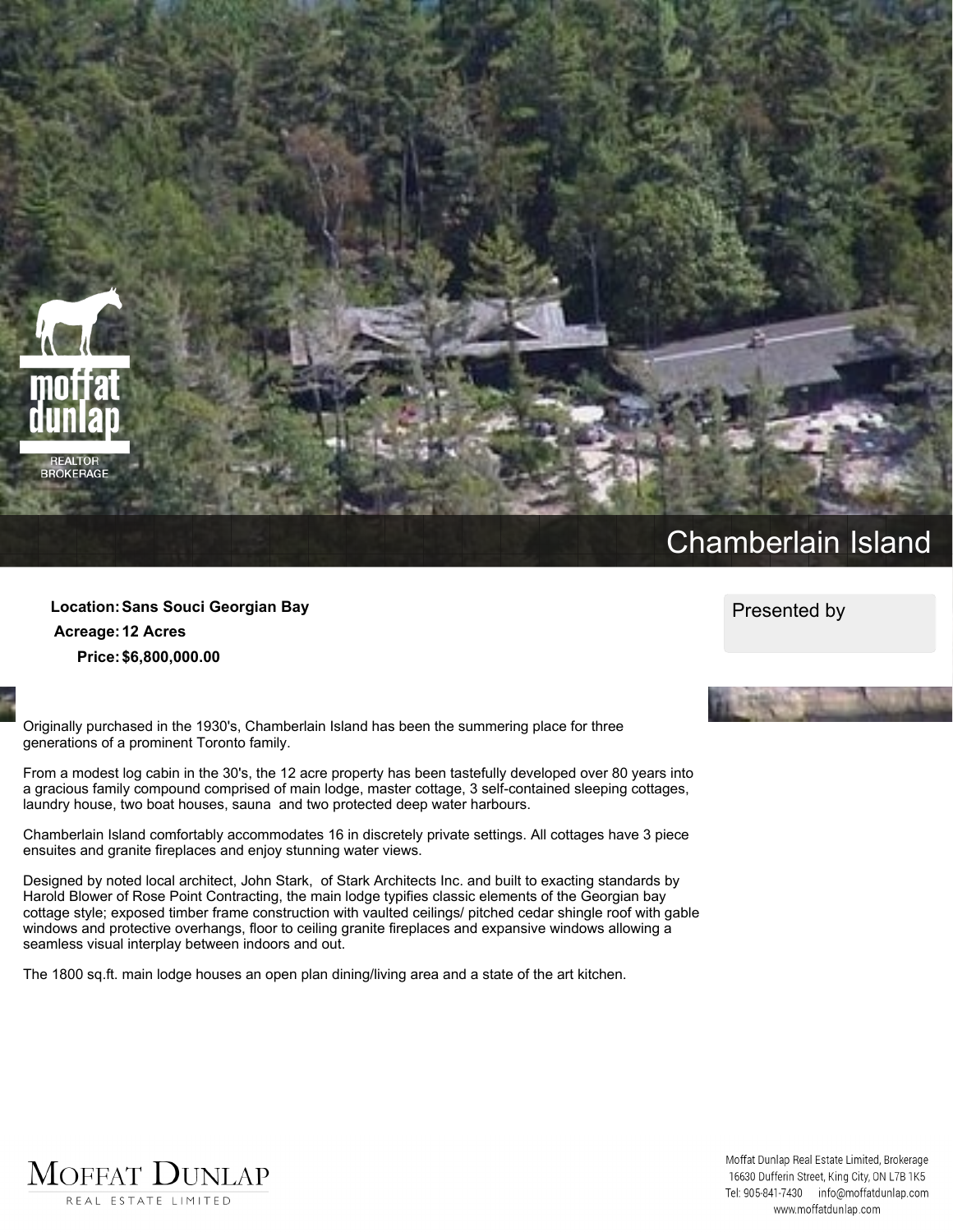# Chamberlain Island

**Location:** Sans Souci Georgian Bay

**Acreage:** 12 Acres

**Price:** $6,800,000.00

Presented by

Originally purchased in the 1930's, Chamberlain Island has been the summering place for three generations of a prominent Toronto family.

From a modest log cabin in the 30's, the 12 acre property has been tastefully developed over 80 years into a gracious family compound comprised of main lodge, master cottage, 3 self-contained sleeping cottages, laundry house, two boat houses, sauna and two protected deep water harbours.

Chamberlain Island comfortably accommodates 16 in discretely private settings. All cottages have 3 piece ensuites and granite fireplaces and enjoy stunning water views.

Designed by noted local architect, John Stark, of Stark Architects Inc. and built to exacting standards by Harold Blower of Rose Point Contracting, the main lodge typifies classic elements of the Georgian bay cottage style; exposed timber frame construction with vaulted ceilings/ pitched cedar shingle roof with gable windows and protective overhangs, floor to ceiling granite fireplaces and expansive windows allowing a seamless visual interplay between indoors and out.

The 1800 sq.ft. main lodge houses an open plan dining/living area and a state of the art kitchen.

Moffat Dunlap Real Estate Limited, Brokerage
16630 Dufferin Street, King City, ON L7B 1K5
Tel: 905-841-7430 info@moffatdunlap.com
www.moffatdunlap.com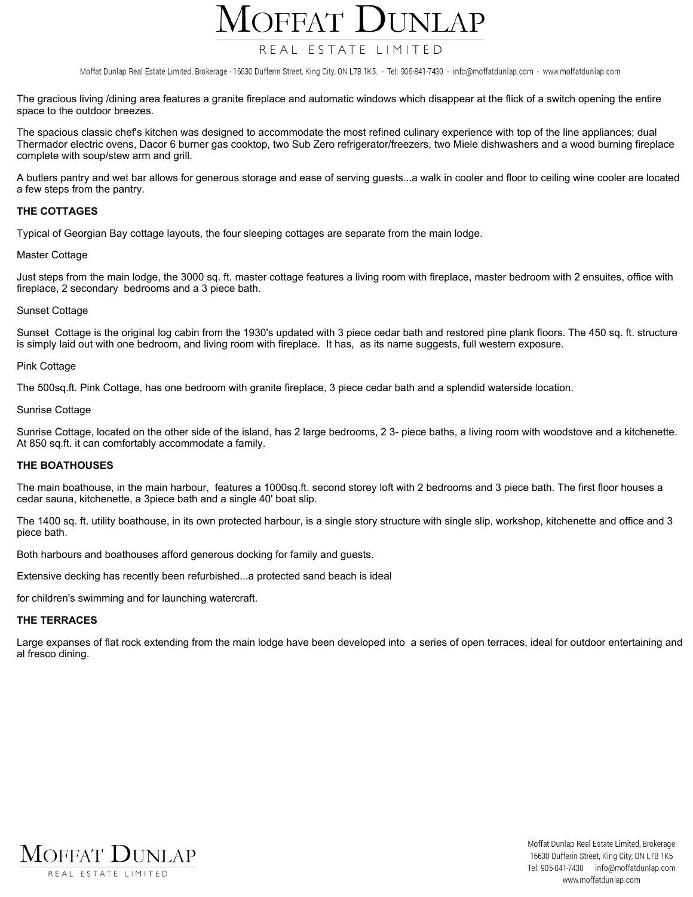The gracious living /dining area features a granite fireplace and automatic windows which disappear at the flick of a switch opening the entire space to the outdoor breezes.

The spacious classic chef's kitchen was designed to accommodate the most refined culinary experience with top of the line appliances; dual Thermador electric ovens, Dacor 6 burner gas cooktop, two Sub Zero refrigerator/freezers, two Miele dishwashers and a wood burning fireplace complete with soup/stew arm and grill.

A butlers pantry and wet bar allows for generous storage and ease of serving guests...a walk in cooler and floor to ceiling wine cooler are located a few steps from the pantry.

**THE COTTAGES**

Typical of Georgian Bay cottage layouts, the four sleeping cottages are separate from the main lodge.

Master Cottage

Just steps from the main lodge, the 3000 sq. ft. master cottage features a living room with fireplace, master bedroom with 2 ensuites, office with fireplace, 2 secondary bedrooms and a 3 piece bath.

Sunset Cottage

Sunset Cottage is the original log cabin from the 1930's updated with 3 piece cedar bath and restored pine plank floors. The 450 sq. ft. structure is simply laid out with one bedroom, and living room with fireplace. It has, as its name suggests, full western exposure.

Pink Cottage

The 500sq.ft. Pink Cottage, has one bedroom with granite fireplace, 3 piece cedar bath and a splendid waterside location.

Sunrise Cottage

Sunrise Cottage, located on the other side of the island, has 2 large bedrooms, 2 3- piece baths, a living room with woodstove and a kitchenette. At 850 sq.ft. it can comfortably accommodate a family.

**THE BOATHOUSES**

The main boathouse, in the main harbour, features a 1000sq.ft. second storey loft with 2 bedrooms and 3 piece bath. The first floor houses a cedar sauna, kitchenette, a 3piece bath and a single 40' boat slip.

The 1400 sq. ft. utility boathouse, in its own protected harbour, is a single story structure with single slip, workshop, kitchenette and office and 3 piece bath.

Both harbours and boathouses afford generous docking for family and guests.

Extensive decking has recently been refurbished...a protected sand beach is ideal

for children's swimming and for launching watercraft.

**THE TERRACES**

Large expanses of flat rock extending from the main lodge have been developed into a series of open terraces, ideal for outdoor entertaining and al fresco dining.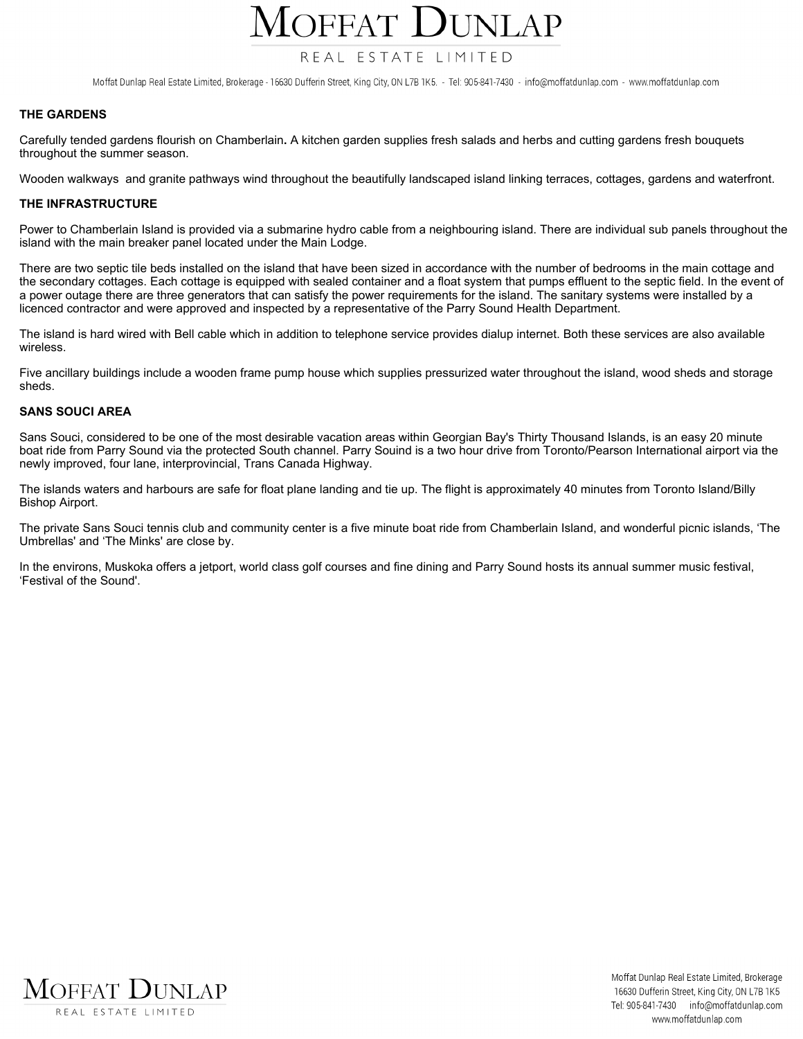## THE GARDENS

Carefully tended gardens flourish on Chamberlain**.** A kitchen garden supplies fresh salads and herbs and cutting gardens fresh bouquets throughout the summer season.

Wooden walkways and granite pathways wind throughout the beautifully landscaped island linking terraces, cottages, gardens and waterfront.

## THE INFRASTRUCTURE

Power to Chamberlain Island is provided via a submarine hydro cable from a neighbouring island. There are individual sub panels throughout the island with the main breaker panel located under the Main Lodge.

There are two septic tile beds installed on the island that have been sized in accordance with the number of bedrooms in the main cottage and the secondary cottages. Each cottage is equipped with sealed container and a float system that pumps effluent to the septic field. In the event of a power outage there are three generators that can satisfy the power requirements for the island. The sanitary systems were installed by a licenced contractor and were approved and inspected by a representative of the Parry Sound Health Department.

The island is hard wired with Bell cable which in addition to telephone service provides dialup internet. Both these services are also available wireless.

Five ancillary buildings include a wooden frame pump house which supplies pressurized water throughout the island, wood sheds and storage sheds.

## SANS SOUCI AREA

Sans Souci, considered to be one of the most desirable vacation areas within Georgian Bay's Thirty Thousand Islands, is an easy 20 minute boat ride from Parry Sound via the protected South channel. Parry Souind is a two hour drive from Toronto/Pearson International airport via the newly improved, four lane, interprovincial, Trans Canada Highway.

The islands waters and harbours are safe for float plane landing and tie up. The flight is approximately 40 minutes from Toronto Island/Billy Bishop Airport.

The private Sans Souci tennis club and community center is a five minute boat ride from Chamberlain Island, and wonderful picnic islands, 'The Umbrellas' and 'The Minks' are close by.

In the environs, Muskoka offers a jetport, world class golf courses and fine dining and Parry Sound hosts its annual summer music festival, 'Festival of the Sound'.